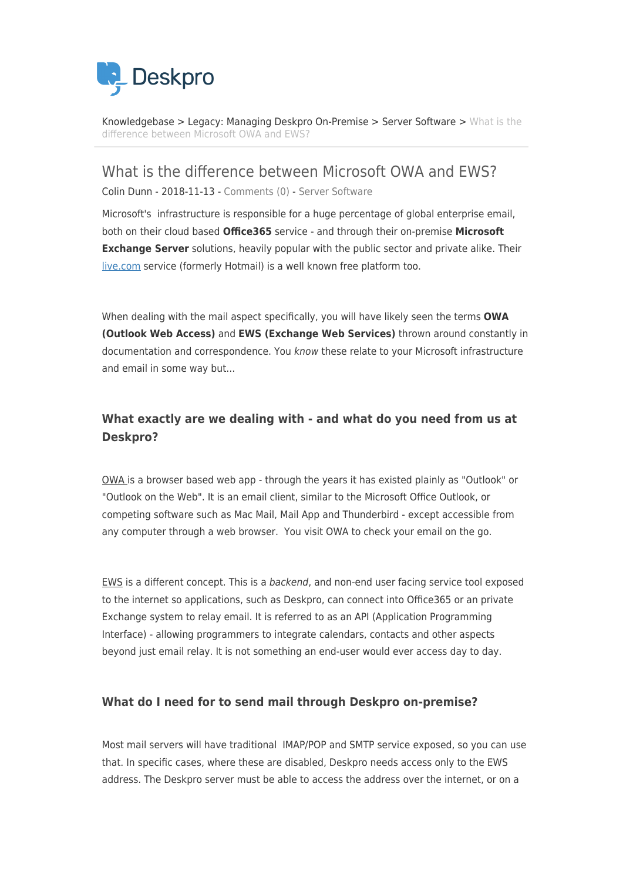Knowledgebase > Legacy: Managing Deskpro On-Premise > Server Software > What is the difference between Microsoft OWA and EWS?

# What is the difference between Microsoft OWA and EWS?

Colin Dunn - 2018-11-13 - Comments (0) - Server Software

Microsoft's infrastructure is responsible for a huge percentage of global enterprise email, both on their cloud based **Office365** service - and through their on-premise **Microsoft Exchange Server** solutions, heavily popular with the public sector and private alike. Their live.com service (formerly Hotmail) is a well known free platform too.

When dealing with the mail aspect specifically, you will have likely seen the terms **OWA (Outlook Web Access)** and **EWS (Exchange Web Services)** thrown around constantly in documentation and correspondence. You *know* these relate to your Microsoft infrastructure and email in some way but...

### What exactly are we dealing with - and what do you need from us at Deskpro?

OWA is a browser based web app - through the years it has existed plainly as "Outlook" or "Outlook on the Web". It is an email client, similar to the Microsoft Office Outlook, or competing software such as Mac Mail, Mail App and Thunderbird - except accessible from any computer through a web browser. You visit OWA to check your email on the go.

EWS is a different concept. This is a *backend*, and non-end user facing service tool exposed to the internet so applications, such as Deskpro, can connect into Office365 or an private Exchange system to relay email. It is referred to as an API (Application Programming Interface) - allowing programmers to integrate calendars, contacts and other aspects beyond just email relay. It is not something an end-user would ever access day to day.

### What do I need for to send mail through Deskpro on-premise?

Most mail servers will have traditional IMAP/POP and SMTP service exposed, so you can use that. In specific cases, where these are disabled, Deskpro needs access only to the EWS address. The Deskpro server must be able to access the address over the internet, or on a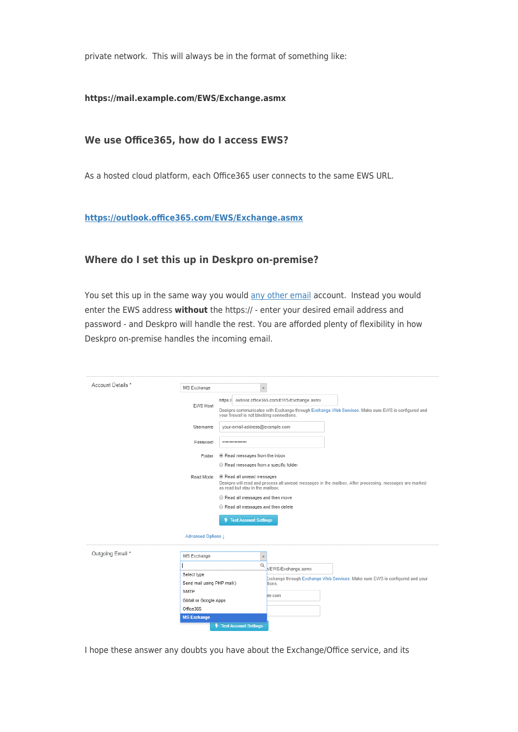private network.  This will always be in the format of something like:

**https://mail.example.com/EWS/Exchange.asmx**

### We use Office365, how do I access EWS?

As a hosted cloud platform, each Office365 user connects to the same EWS URL.

**[https://outlook.office365.com/EWS/Exchange.asmx](https://outlook.office365.com/EWS/Exchange.asmx)**

### Where do I set this up in Deskpro on-premise?

You set this up in the same way you would [any other email](#) account.  Instead you would enter the EWS address **without** the https:// - enter your desired email address and password - and Deskpro will handle the rest. You are afforded plenty of flexibility in how Deskpro on-premise handles the incoming email.

I hope these answer any doubts you have about the Exchange/Office service, and its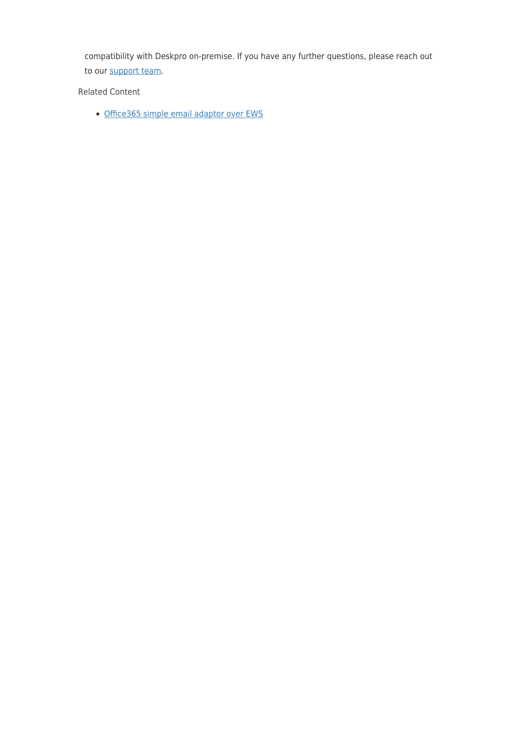compatibility with Deskpro on-premise. If you have any further questions, please reach out to our support team.

Related Content

- Office365 simple email adaptor over EWS